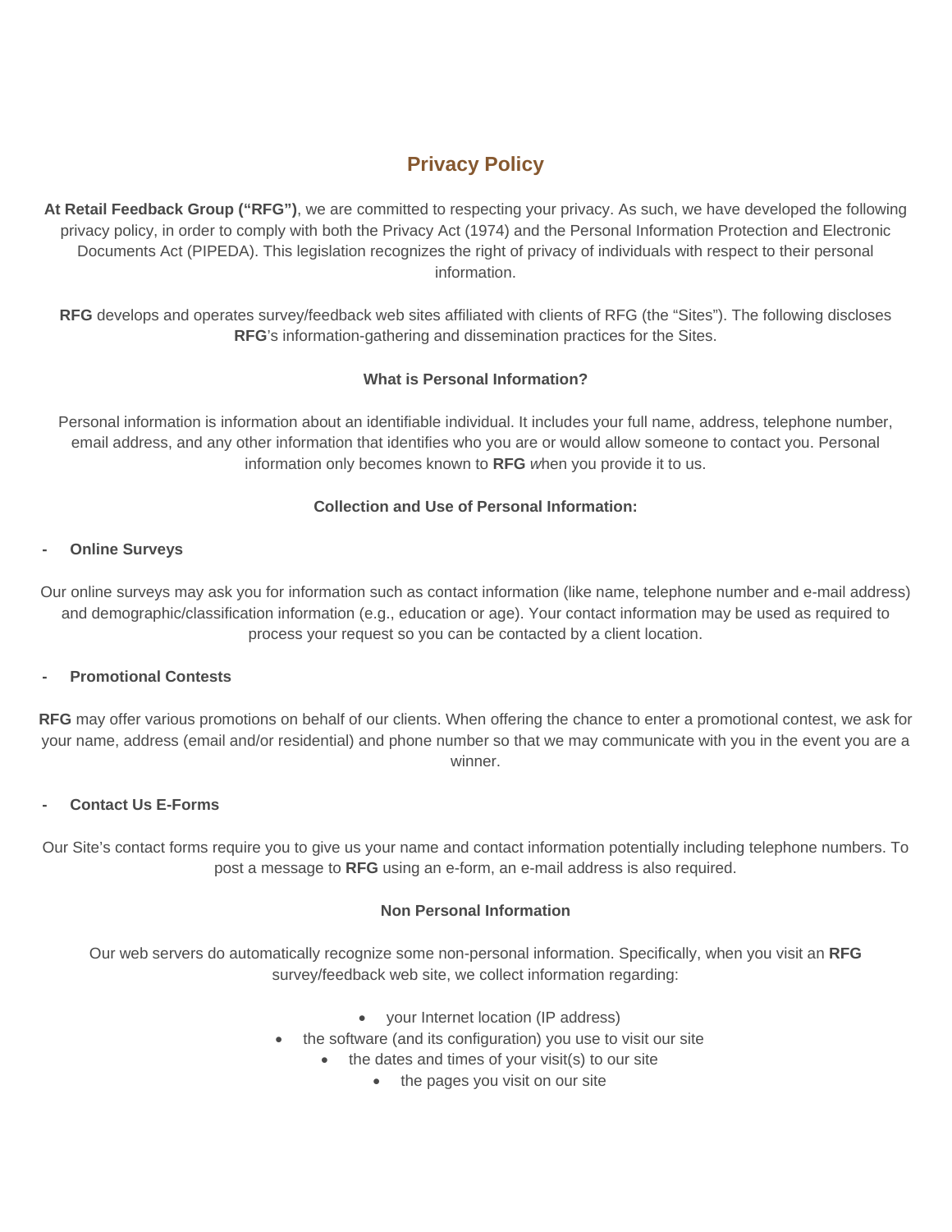# Privacy Policy

**At Retail Feedback Group ("RFG")**, we are committed to respecting your privacy. As such, we have developed the following privacy policy, in order to comply with both the Privacy Act (1974) and the Personal Information Protection and Electronic Documents Act (PIPEDA). This legislation recognizes the right of privacy of individuals with respect to their personal information.

**RFG** develops and operates survey/feedback web sites affiliated with clients of RFG (the "Sites"). The following discloses **RFG**'s information-gathering and dissemination practices for the Sites.

### What is Personal Information?

Personal information is information about an identifiable individual. It includes your full name, address, telephone number, email address, and any other information that identifies who you are or would allow someone to contact you. Personal information only becomes known to **RFG** *w*hen you provide it to us.

### Collection and Use of Personal Information:

- **Online Surveys**

Our online surveys may ask you for information such as contact information (like name, telephone number and e-mail address) and demographic/classification information (e.g., education or age). Your contact information may be used as required to process your request so you can be contacted by a client location.

- **Promotional Contests**

**RFG** may offer various promotions on behalf of our clients. When offering the chance to enter a promotional contest, we ask for your name, address (email and/or residential) and phone number so that we may communicate with you in the event you are a winner.

- **Contact Us E-Forms**

Our Site's contact forms require you to give us your name and contact information potentially including telephone numbers. To post a message to **RFG** using an e-form, an e-mail address is also required.

### Non Personal Information

Our web servers do automatically recognize some non-personal information. Specifically, when you visit an **RFG** survey/feedback web site, we collect information regarding:

- your Internet location (IP address)
- the software (and its configuration) you use to visit our site
- the dates and times of your visit(s) to our site
- the pages you visit on our site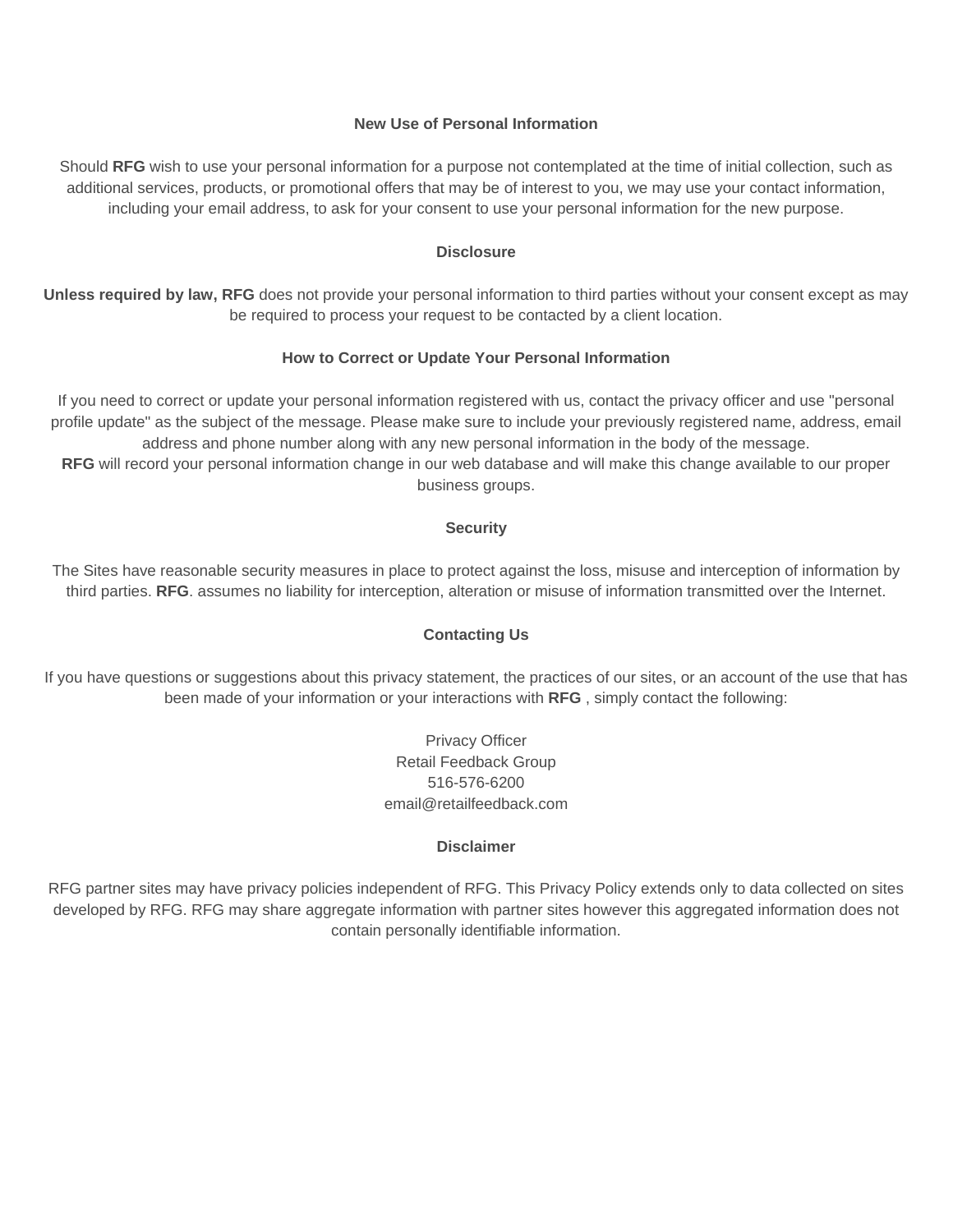**New Use of Personal Information**

Should **RFG** wish to use your personal information for a purpose not contemplated at the time of initial collection, such as additional services, products, or promotional offers that may be of interest to you, we may use your contact information, including your email address, to ask for your consent to use your personal information for the new purpose.

**Disclosure**

**Unless required by law, RFG** does not provide your personal information to third parties without your consent except as may be required to process your request to be contacted by a client location.

**How to Correct or Update Your Personal Information**

If you need to correct or update your personal information registered with us, contact the privacy officer and use "personal profile update" as the subject of the message. Please make sure to include your previously registered name, address, email address and phone number along with any new personal information in the body of the message.
**RFG** will record your personal information change in our web database and will make this change available to our proper business groups.

**Security**

The Sites have reasonable security measures in place to protect against the loss, misuse and interception of information by third parties. **RFG**. assumes no liability for interception, alteration or misuse of information transmitted over the Internet.

**Contacting Us**

If you have questions or suggestions about this privacy statement, the practices of our sites, or an account of the use that has been made of your information or your interactions with **RFG** , simply contact the following:

Privacy Officer
Retail Feedback Group
516-576-6200
email@retailfeedback.com

**Disclaimer**

RFG partner sites may have privacy policies independent of RFG. This Privacy Policy extends only to data collected on sites developed by RFG. RFG may share aggregate information with partner sites however this aggregated information does not contain personally identifiable information.